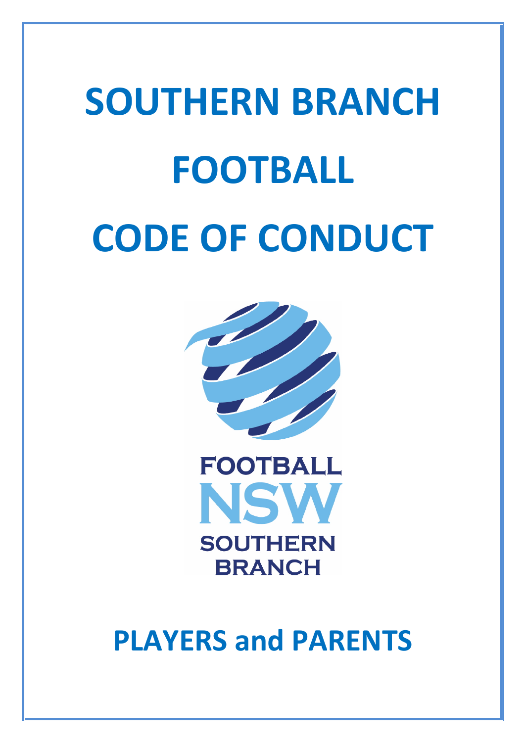# SOUTHERN BRANCH FOOTBALL CODE OF CONDUCT

FOOTBALL NSW SOUTHERN BRANCH

## PLAYERS and PARENTS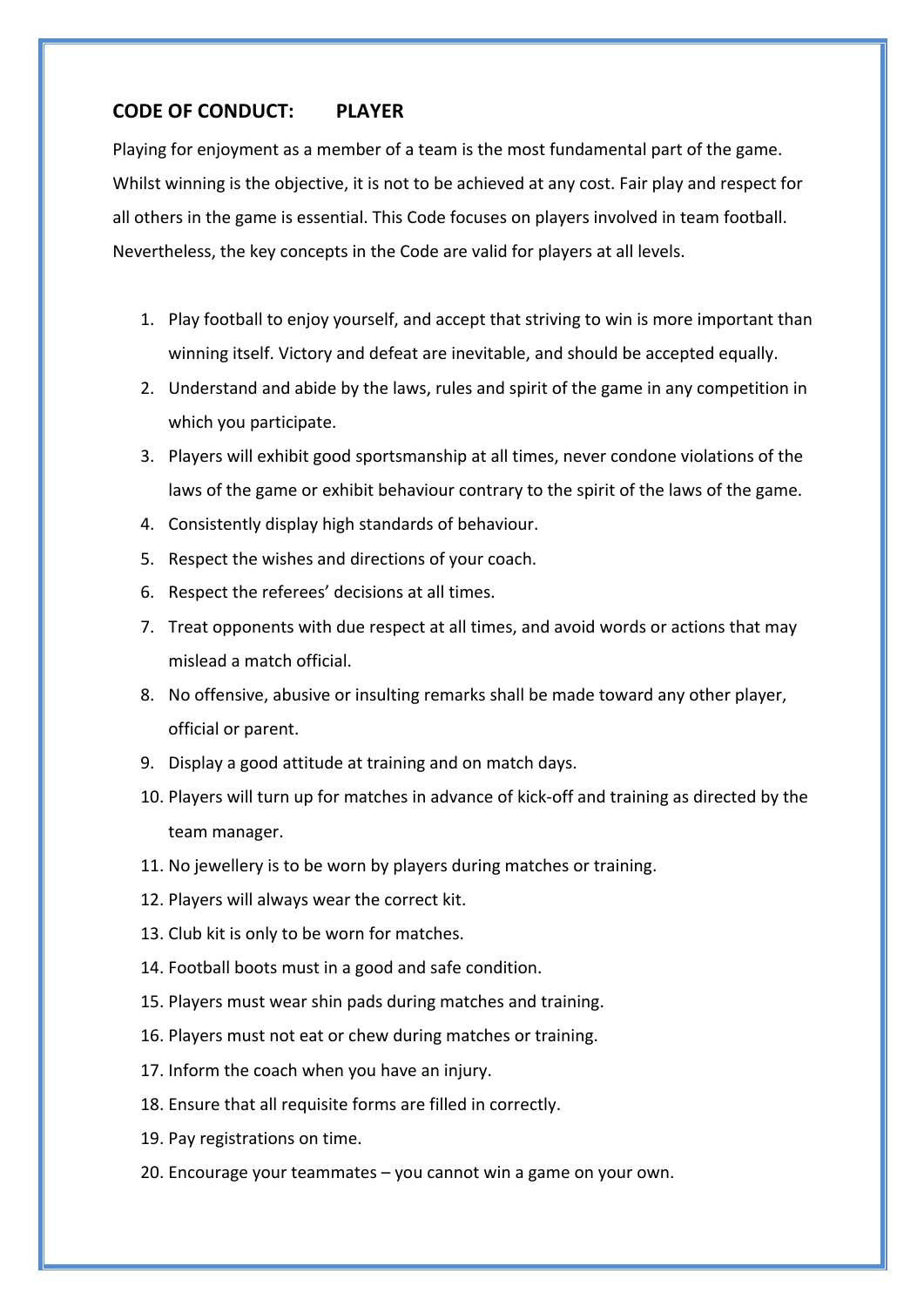## CODE OF CONDUCT: PLAYER

Playing for enjoyment as a member of a team is the most fundamental part of the game. Whilst winning is the objective, it is not to be achieved at any cost. Fair play and respect for all others in the game is essential. This Code focuses on players involved in team football. Nevertheless, the key concepts in the Code are valid for players at all levels.

1. Play football to enjoy yourself, and accept that striving to win is more important than winning itself. Victory and defeat are inevitable, and should be accepted equally.
2. Understand and abide by the laws, rules and spirit of the game in any competition in which you participate.
3. Players will exhibit good sportsmanship at all times, never condone violations of the laws of the game or exhibit behaviour contrary to the spirit of the laws of the game.
4. Consistently display high standards of behaviour.
5. Respect the wishes and directions of your coach.
6. Respect the referees' decisions at all times.
7. Treat opponents with due respect at all times, and avoid words or actions that may mislead a match official.
8. No offensive, abusive or insulting remarks shall be made toward any other player, official or parent.
9. Display a good attitude at training and on match days.
10. Players will turn up for matches in advance of kick-off and training as directed by the team manager.
11. No jewellery is to be worn by players during matches or training.
12. Players will always wear the correct kit.
13. Club kit is only to be worn for matches.
14. Football boots must in a good and safe condition.
15. Players must wear shin pads during matches and training.
16. Players must not eat or chew during matches or training.
17. Inform the coach when you have an injury.
18. Ensure that all requisite forms are filled in correctly.
19. Pay registrations on time.
20. Encourage your teammates – you cannot win a game on your own.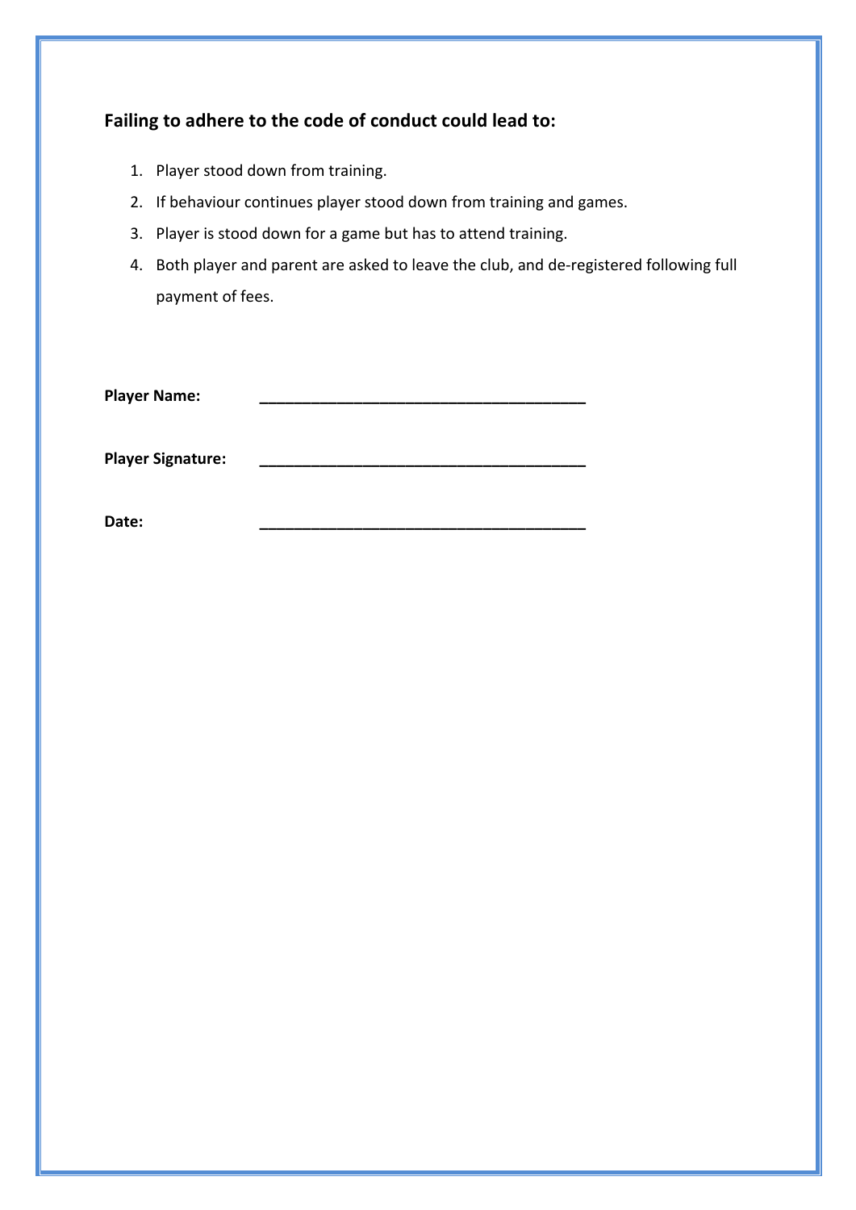## Failing to adhere to the code of conduct could lead to:

1. Player stood down from training.
2. If behaviour continues player stood down from training and games.
3. Player is stood down for a game but has to attend training.
4. Both player and parent are asked to leave the club, and de-registered following full payment of fees.

**Player Name:** ______________________________________

**Player Signature:** ______________________________________

**Date:** ______________________________________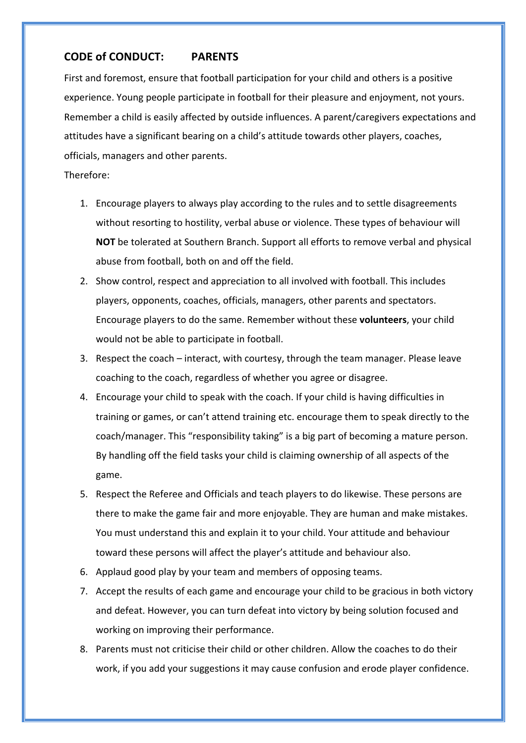## CODE of CONDUCT: PARENTS

First and foremost, ensure that football participation for your child and others is a positive experience. Young people participate in football for their pleasure and enjoyment, not yours. Remember a child is easily affected by outside influences. A parent/caregivers expectations and attitudes have a significant bearing on a child's attitude towards other players, coaches, officials, managers and other parents.

Therefore:

1. Encourage players to always play according to the rules and to settle disagreements without resorting to hostility, verbal abuse or violence. These types of behaviour will **NOT** be tolerated at Southern Branch. Support all efforts to remove verbal and physical abuse from football, both on and off the field.
2. Show control, respect and appreciation to all involved with football. This includes players, opponents, coaches, officials, managers, other parents and spectators. Encourage players to do the same. Remember without these **volunteers**, your child would not be able to participate in football.
3. Respect the coach – interact, with courtesy, through the team manager. Please leave coaching to the coach, regardless of whether you agree or disagree.
4. Encourage your child to speak with the coach. If your child is having difficulties in training or games, or can't attend training etc. encourage them to speak directly to the coach/manager. This "responsibility taking" is a big part of becoming a mature person. By handling off the field tasks your child is claiming ownership of all aspects of the game.
5. Respect the Referee and Officials and teach players to do likewise. These persons are there to make the game fair and more enjoyable. They are human and make mistakes. You must understand this and explain it to your child. Your attitude and behaviour toward these persons will affect the player's attitude and behaviour also.
6. Applaud good play by your team and members of opposing teams.
7. Accept the results of each game and encourage your child to be gracious in both victory and defeat. However, you can turn defeat into victory by being solution focused and working on improving their performance.
8. Parents must not criticise their child or other children. Allow the coaches to do their work, if you add your suggestions it may cause confusion and erode player confidence.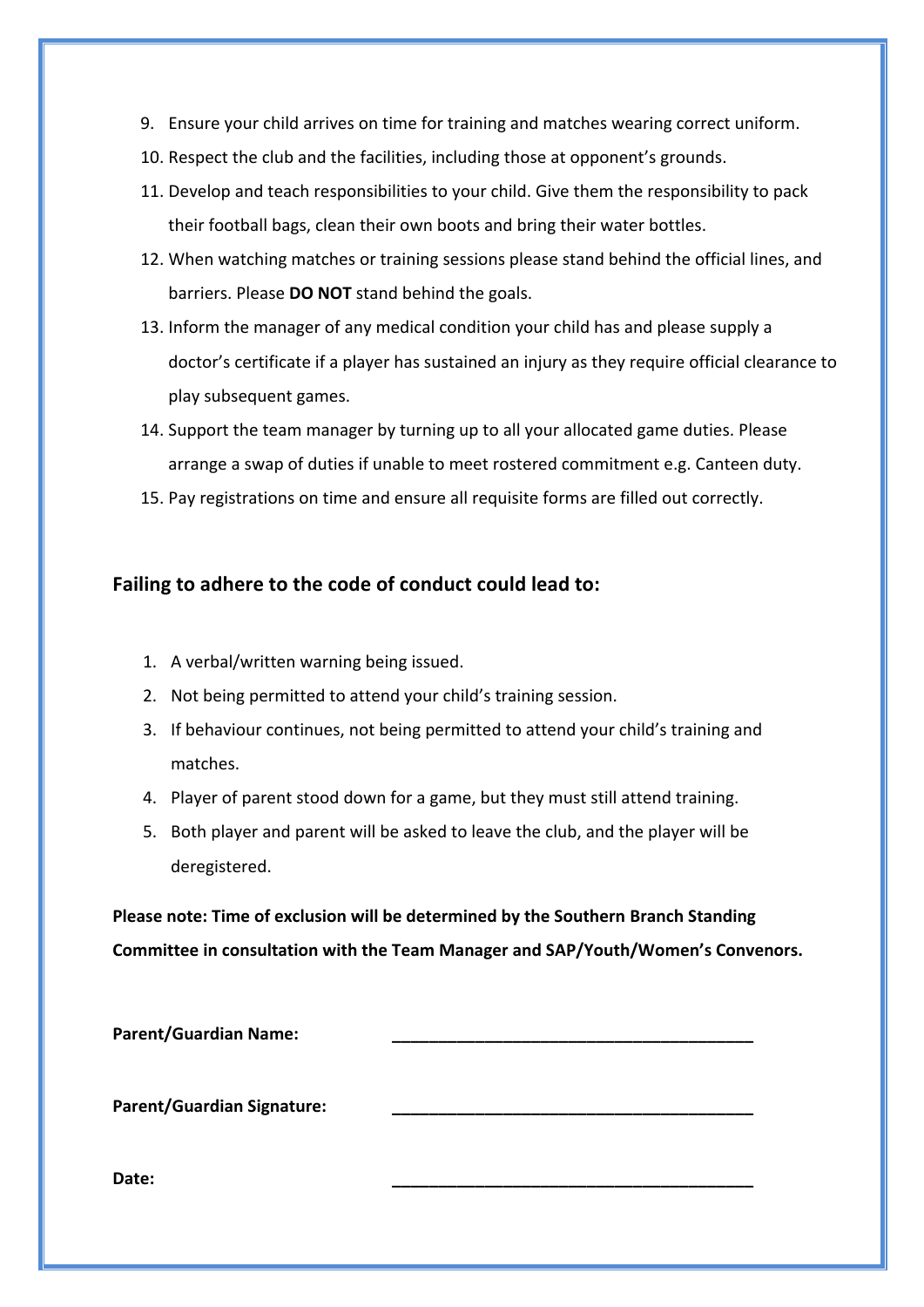9. Ensure your child arrives on time for training and matches wearing correct uniform.
10. Respect the club and the facilities, including those at opponent's grounds.
11. Develop and teach responsibilities to your child. Give them the responsibility to pack their football bags, clean their own boots and bring their water bottles.
12. When watching matches or training sessions please stand behind the official lines, and barriers. Please **DO NOT** stand behind the goals.
13. Inform the manager of any medical condition your child has and please supply a doctor's certificate if a player has sustained an injury as they require official clearance to play subsequent games.
14. Support the team manager by turning up to all your allocated game duties. Please arrange a swap of duties if unable to meet rostered commitment e.g. Canteen duty.
15. Pay registrations on time and ensure all requisite forms are filled out correctly.

## Failing to adhere to the code of conduct could lead to:

1. A verbal/written warning being issued.
2. Not being permitted to attend your child's training session.
3. If behaviour continues, not being permitted to attend your child's training and matches.
4. Player of parent stood down for a game, but they must still attend training.
5. Both player and parent will be asked to leave the club, and the player will be deregistered.

**Please note: Time of exclusion will be determined by the Southern Branch Standing Committee in consultation with the Team Manager and SAP/Youth/Women's Convenors.**

**Parent/Guardian Name:** ______________________________________

**Parent/Guardian Signature:** ______________________________________

**Date:** ______________________________________